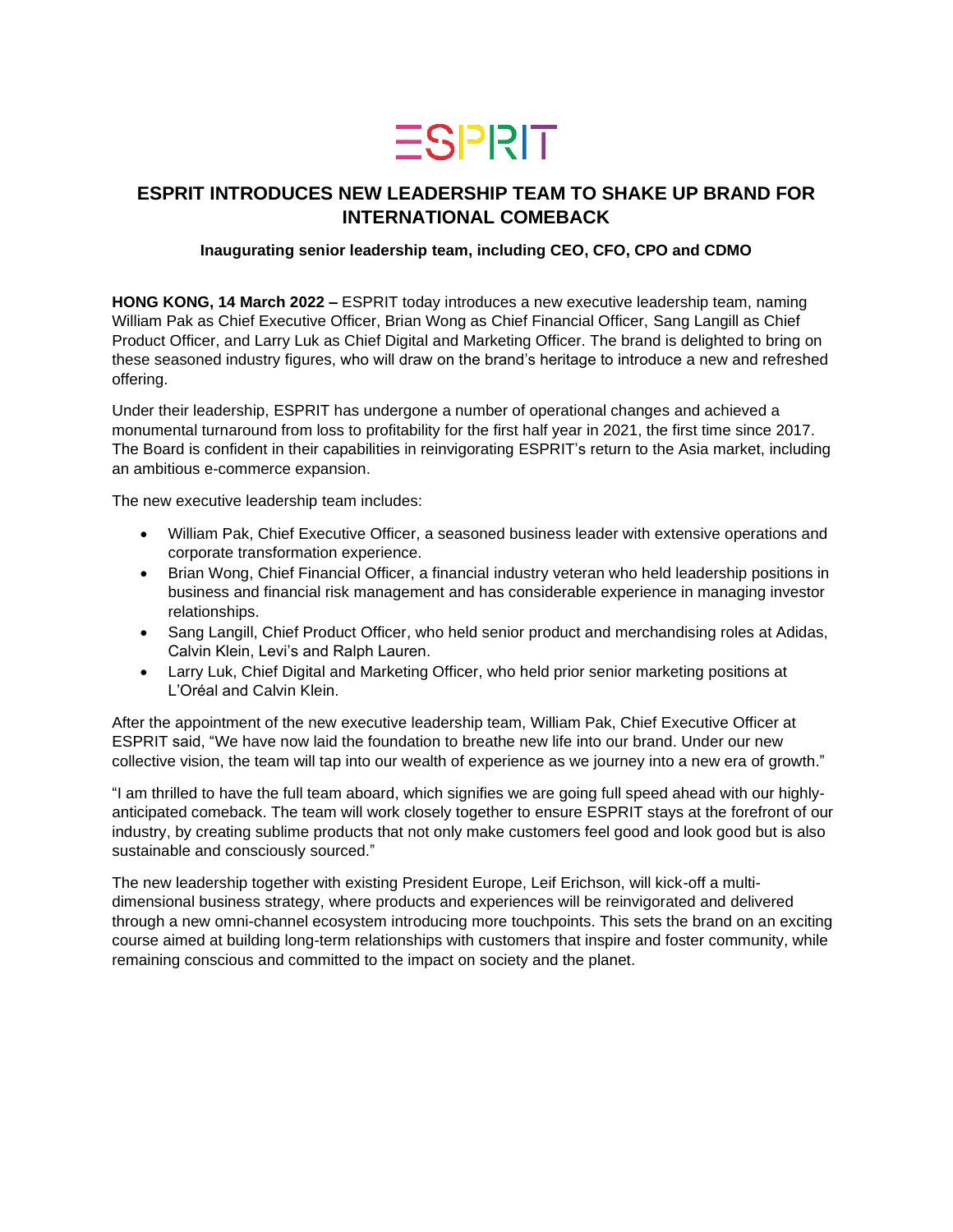ESPRIT

# ESPRIT INTRODUCES NEW LEADERSHIP TEAM TO SHAKE UP BRAND FOR INTERNATIONAL COMEBACK

**Inaugurating senior leadership team, including CEO, CFO, CPO and CDMO**

**HONG KONG, 14 March 2022 –** ESPRIT today introduces a new executive leadership team, naming William Pak as Chief Executive Officer, Brian Wong as Chief Financial Officer, Sang Langill as Chief Product Officer, and Larry Luk as Chief Digital and Marketing Officer. The brand is delighted to bring on these seasoned industry figures, who will draw on the brand's heritage to introduce a new and refreshed offering.

Under their leadership, ESPRIT has undergone a number of operational changes and achieved a monumental turnaround from loss to profitability for the first half year in 2021, the first time since 2017. The Board is confident in their capabilities in reinvigorating ESPRIT's return to the Asia market, including an ambitious e-commerce expansion.

The new executive leadership team includes:

- William Pak, Chief Executive Officer, a seasoned business leader with extensive operations and corporate transformation experience.
- Brian Wong, Chief Financial Officer, a financial industry veteran who held leadership positions in business and financial risk management and has considerable experience in managing investor relationships.
- Sang Langill, Chief Product Officer, who held senior product and merchandising roles at Adidas, Calvin Klein, Levi's and Ralph Lauren.
- Larry Luk, Chief Digital and Marketing Officer, who held prior senior marketing positions at L'Oréal and Calvin Klein.

After the appointment of the new executive leadership team, William Pak, Chief Executive Officer at ESPRIT said, "We have now laid the foundation to breathe new life into our brand. Under our new collective vision, the team will tap into our wealth of experience as we journey into a new era of growth."

"I am thrilled to have the full team aboard, which signifies we are going full speed ahead with our highly-anticipated comeback. The team will work closely together to ensure ESPRIT stays at the forefront of our industry, by creating sublime products that not only make customers feel good and look good but is also sustainable and consciously sourced."

The new leadership together with existing President Europe, Leif Erichson, will kick-off a multi-dimensional business strategy, where products and experiences will be reinvigorated and delivered through a new omni-channel ecosystem introducing more touchpoints. This sets the brand on an exciting course aimed at building long-term relationships with customers that inspire and foster community, while remaining conscious and committed to the impact on society and the planet.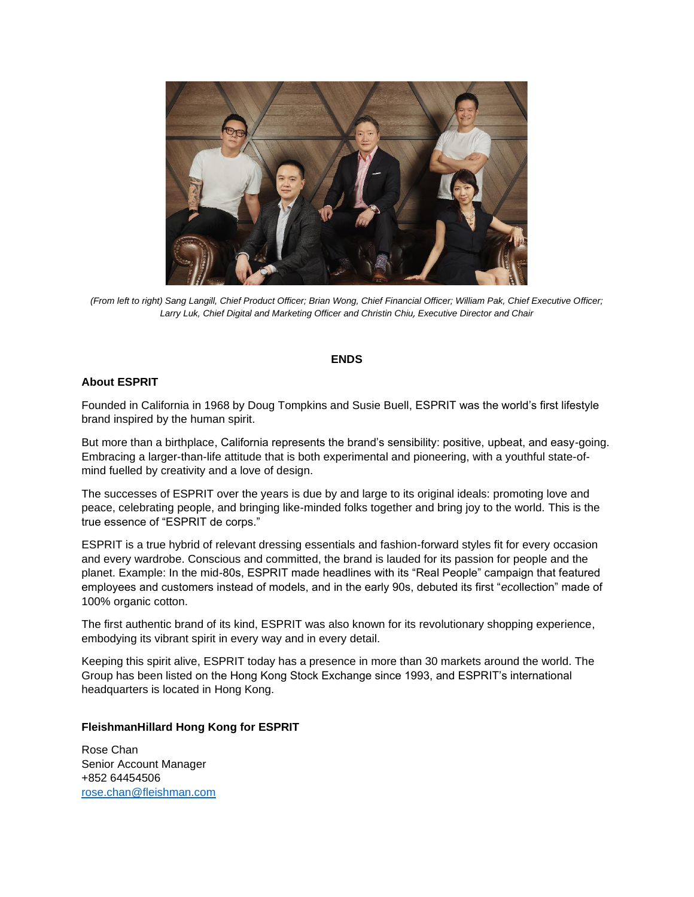*(From left to right) Sang Langill, Chief Product Officer; Brian Wong, Chief Financial Officer; William Pak, Chief Executive Officer; Larry Luk, Chief Digital and Marketing Officer and Christin Chiu, Executive Director and Chair*

**ENDS**

**About ESPRIT**

Founded in California in 1968 by Doug Tompkins and Susie Buell, ESPRIT was the world's first lifestyle brand inspired by the human spirit.

But more than a birthplace, California represents the brand's sensibility: positive, upbeat, and easy-going. Embracing a larger-than-life attitude that is both experimental and pioneering, with a youthful state-of-mind fuelled by creativity and a love of design.

The successes of ESPRIT over the years is due by and large to its original ideals: promoting love and peace, celebrating people, and bringing like-minded folks together and bring joy to the world. This is the true essence of "ESPRIT de corps."

ESPRIT is a true hybrid of relevant dressing essentials and fashion-forward styles fit for every occasion and every wardrobe. Conscious and committed, the brand is lauded for its passion for people and the planet. Example: In the mid-80s, ESPRIT made headlines with its "Real People" campaign that featured employees and customers instead of models, and in the early 90s, debuted its first "*eco*llection" made of 100% organic cotton.

The first authentic brand of its kind, ESPRIT was also known for its revolutionary shopping experience, embodying its vibrant spirit in every way and in every detail.

Keeping this spirit alive, ESPRIT today has a presence in more than 30 markets around the world. The Group has been listed on the Hong Kong Stock Exchange since 1993, and ESPRIT's international headquarters is located in Hong Kong.

**FleishmanHillard Hong Kong for ESPRIT**

Rose Chan
Senior Account Manager
+852 64454506
rose.chan@fleishman.com